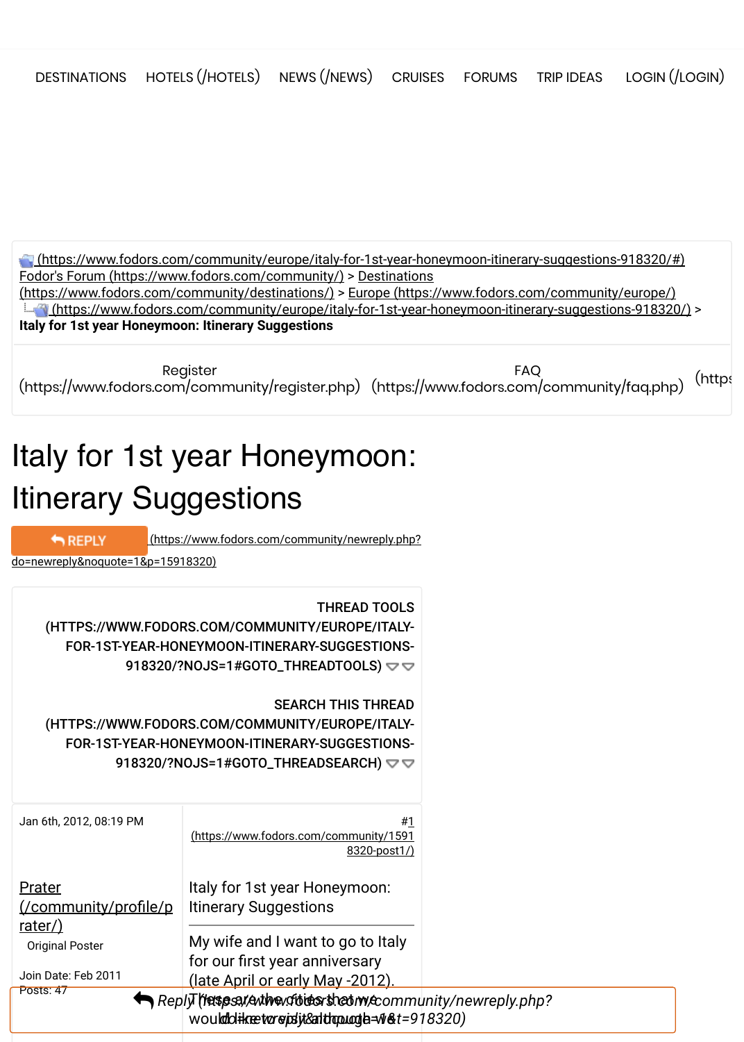DESTINATIONS HOTELS (/HOTELS) NEWS (/NEWS) CRUISES FORUMS TRIP IDEAS LOGIN (/LOGIN)

(https://www.fodors.com/community/europe/italy-for-1st-year-honeymoon-itinerary-suggestions-918320/#) Fodor's Forum (https://www.fodors.com/community/) > Destinations (https://www.fodors.com/community/destinations/) > Europe (https://www.fodors.com/community/europe/)
(https://www.fodors.com/community/europe/italy-for-1st-year-honeymoon-itinerary-suggestions-918320/) >
**Italy for 1st year Honeymoon: Itinerary Suggestions**

Register (https://www.fodors.com/community/register.php) FAQ (https://www.fodors.com/community/faq.php) (https

# Italy for 1st year Honeymoon: Itinerary Suggestions

REPLY (https://www.fodors.com/community/newreply.php?do=newreply&noquote=1&p=15918320)

THREAD TOOLS (HTTPS://WWW.FODORS.COM/COMMUNITY/EUROPE/ITALY-FOR-1ST-YEAR-HONEYMOON-ITINERARY-SUGGESTIONS-918320/?NOJS=1#GOTO_THREADTOOLS)

SEARCH THIS THREAD (HTTPS://WWW.FODORS.COM/COMMUNITY/EUROPE/ITALY-FOR-1ST-YEAR-HONEYMOON-ITINERARY-SUGGESTIONS-918320/?NOJS=1#GOTO_THREADSEARCH)

Jan 6th, 2012, 08:19 PM

#1 (https://www.fodors.com/community/15918320-post1/)

Prater (/community/profile/prater/)
Original Poster

Join Date: Feb 2011
Posts: 47

Italy for 1st year Honeymoon: Itinerary Suggestions

My wife and I want to go to Italy for our first year anniversary (late April or early May -2012). These are the cities that we would like to visit although we

*Reply (https://www.fodors.com/community/newreply.php?do=newreply&t=918320)*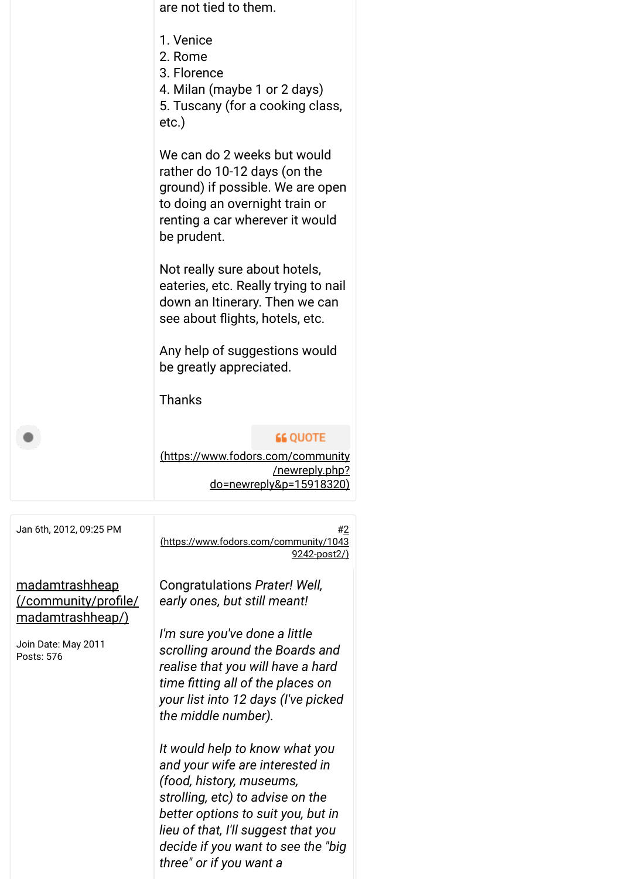are not tied to them.

1. Venice
2. Rome
3. Florence
4. Milan (maybe 1 or 2 days)
5. Tuscany (for a cooking class, etc.)

We can do 2 weeks but would rather do 10-12 days (on the ground) if possible. We are open to doing an overnight train or renting a car wherever it would be prudent.

Not really sure about hotels, eateries, etc. Really trying to nail down an Itinerary. Then we can see about flights, hotels, etc.

Any help of suggestions would be greatly appreciated.

Thanks

QUOTE (https://www.fodors.com/community/newreply.php?do=newreply&p=15918320)

---

Jan 6th, 2012, 09:25 PM

#2 (https://www.fodors.com/community/10439242-post2/)

madamtrashheap (/community/profile/madamtrashheap/)

Join Date: May 2011
Posts: 576

*Congratulations* Prater! *Well, early ones, but still meant!*

*I'm sure you've done a little scrolling around the Boards and realise that you will have a hard time fitting all of the places on your list into 12 days (I've picked the middle number).*

*It would help to know what you and your wife are interested in (food, history, museums, strolling, etc) to advise on the better options to suit you, but in lieu of that, I'll suggest that you decide if you want to see the "big three" or if you want a*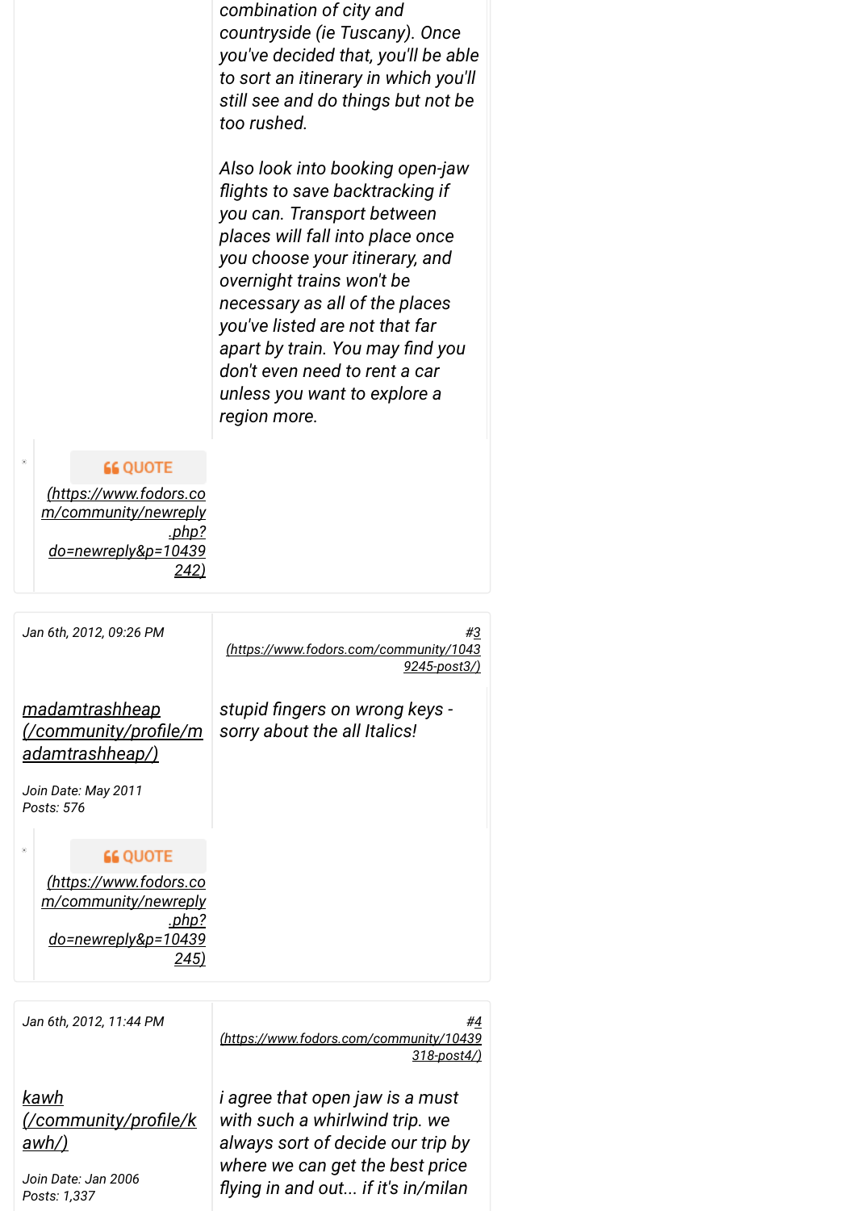*combination of city and countryside (ie Tuscany). Once you've decided that, you'll be able to sort an itinerary in which you'll still see and do things but not be too rushed.*

*Also look into booking open-jaw flights to save backtracking if you can. Transport between places will fall into place once you choose your itinerary, and overnight trains won't be necessary as all of the places you've listed are not that far apart by train. You may find you don't even need to rent a car unless you want to explore a region more.*

QUOTE (https://www.fodors.com/community/newreply.php?do=newreply&p=10439242)

---

Jan 6th, 2012, 09:26 PM

#3 (https://www.fodors.com/community/10439245-post3/)

madamtrashheap (/community/profile/madamtrashheap/)

Join Date: May 2011
Posts: 576

*stupid fingers on wrong keys - sorry about the all Italics!*

QUOTE (https://www.fodors.com/community/newreply.php?do=newreply&p=10439245)

---

Jan 6th, 2012, 11:44 PM

#4 (https://www.fodors.com/community/10439318-post4/)

kawh (/community/profile/kawh/)

Join Date: Jan 2006
Posts: 1,337

*i agree that open jaw is a must with such a whirlwind trip. we always sort of decide our trip by where we can get the best price flying in and out... if it's in/milan*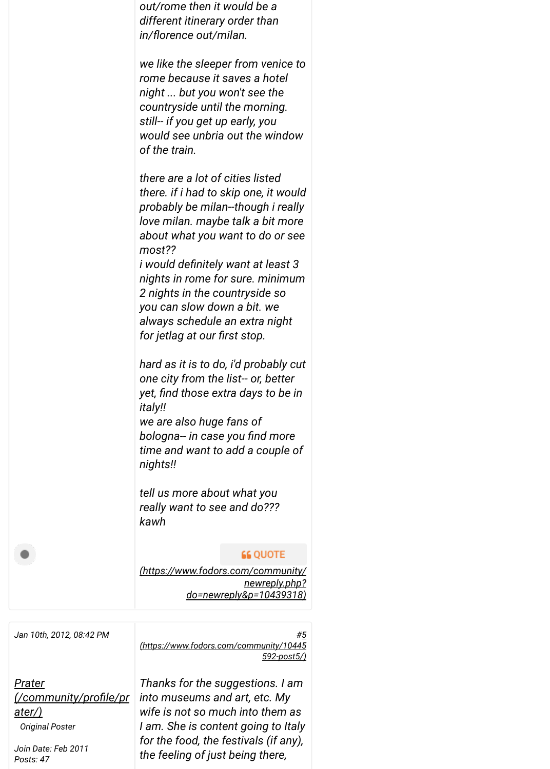*out/rome then it would be a different itinerary order than in/florence out/milan.*

*we like the sleeper from venice to rome because it saves a hotel night ... but you won't see the countryside until the morning. still-- if you get up early, you would see unbria out the window of the train.*

*there are a lot of cities listed there. if i had to skip one, it would probably be milan--though i really love milan. maybe talk a bit more about what you want to do or see most??*
*i would definitely want at least 3 nights in rome for sure. minimum 2 nights in the countryside so you can slow down a bit. we always schedule an extra night for jetlag at our first stop.*

*hard as it is to do, i'd probably cut one city from the list-- or, better yet, find those extra days to be in italy!!*
*we are also huge fans of bologna-- in case you find more time and want to add a couple of nights!!*

*tell us more about what you really want to see and do???*
*kawh*

QUOTE
(https://www.fodors.com/community/newreply.php?do=newreply&p=10439318)

---

Jan 10th, 2012, 08:42 PM

#5 (https://www.fodors.com/community/10445592-post5/)

Prater (/community/profile/prater/)
Original Poster

Join Date: Feb 2011
Posts: 47

*Thanks for the suggestions. I am into museums and art, etc. My wife is not so much into them as I am. She is content going to Italy for the food, the festivals (if any), the feeling of just being there,*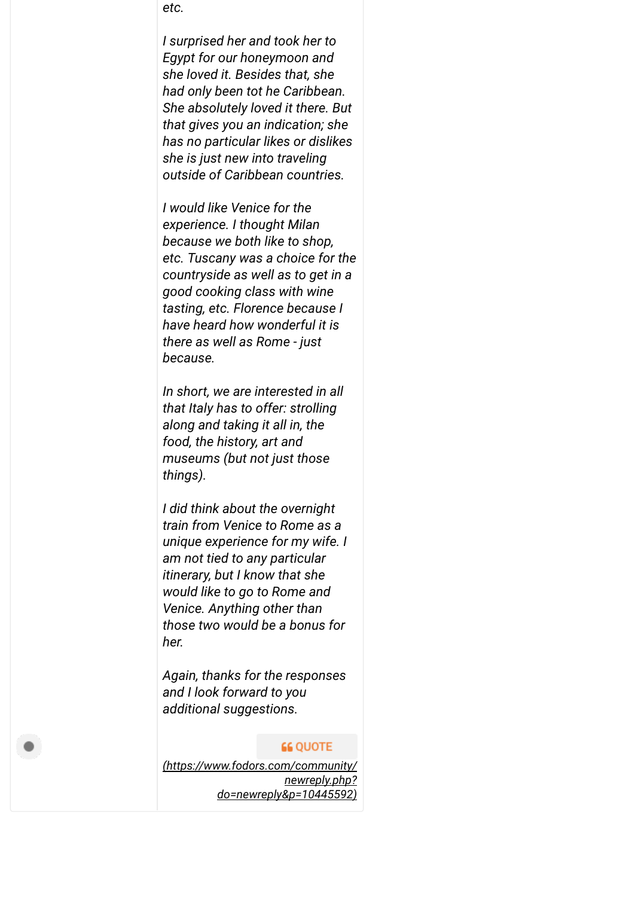*etc.*

*I surprised her and took her to Egypt for our honeymoon and she loved it. Besides that, she had only been tot he Caribbean. She absolutely loved it there. But that gives you an indication; she has no particular likes or dislikes she is just new into traveling outside of Caribbean countries.*

*I would like Venice for the experience. I thought Milan because we both like to shop, etc. Tuscany was a choice for the countryside as well as to get in a good cooking class with wine tasting, etc. Florence because I have heard how wonderful it is there as well as Rome - just because.*

*In short, we are interested in all that Italy has to offer: strolling along and taking it all in, the food, the history, art and museums (but not just those things).*

*I did think about the overnight train from Venice to Rome as a unique experience for my wife. I am not tied to any particular itinerary, but I know that she would like to go to Rome and Venice. Anything other than those two would be a bonus for her.*

*Again, thanks for the responses and I look forward to you additional suggestions.*

QUOTE (https://www.fodors.com/community/newreply.php?do=newreply&p=10445592)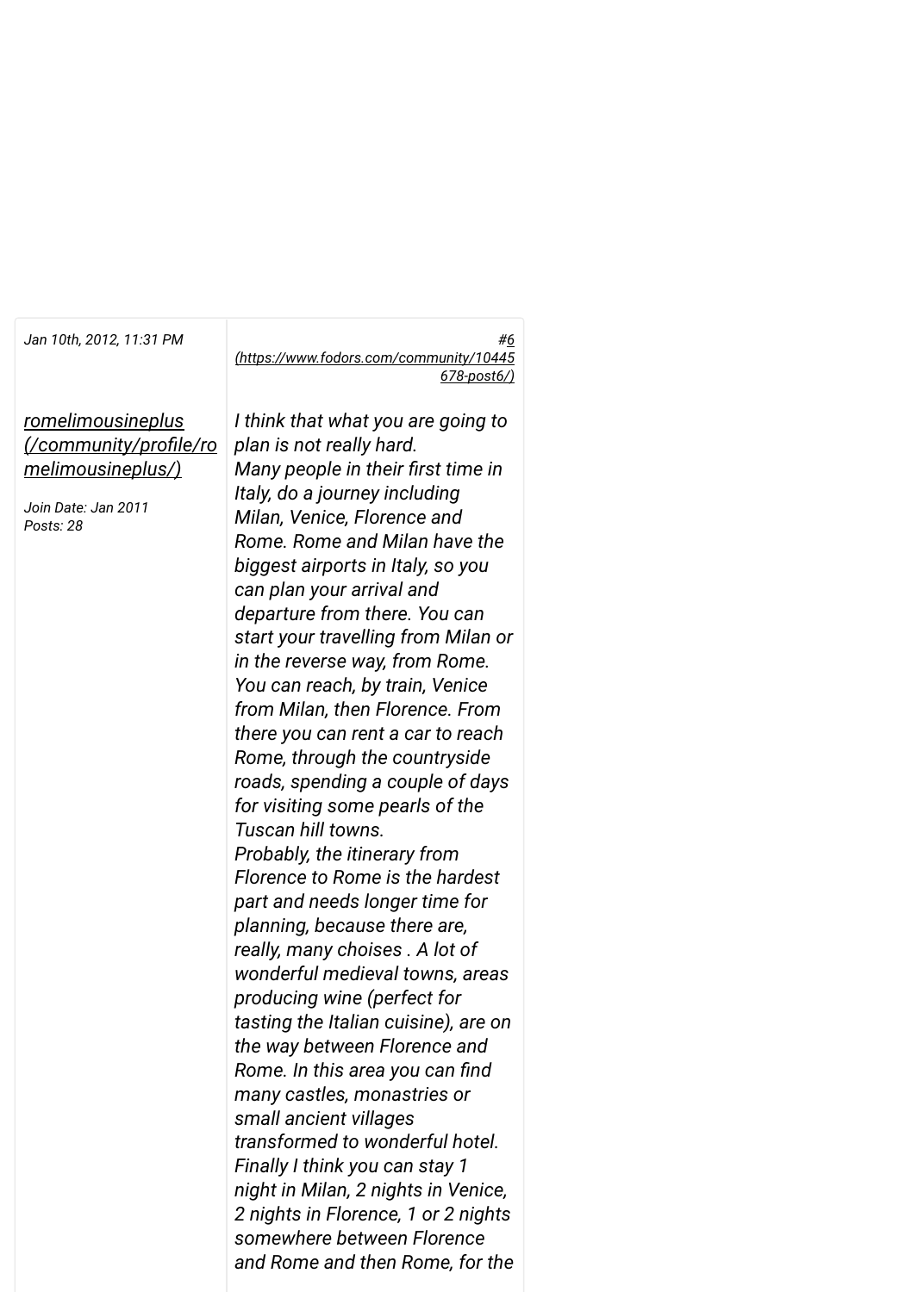*Jan 10th, 2012, 11:31 PM*

*#6 (https://www.fodors.com/community/10445678-post6/)*

*romelimousineplus (/community/profile/romelimousineplus/)*

*Join Date: Jan 2011*
*Posts: 28*

*I think that what you are going to plan is not really hard.*
*Many people in their first time in Italy, do a journey including Milan, Venice, Florence and Rome. Rome and Milan have the biggest airports in Italy, so you can plan your arrival and departure from there. You can start your travelling from Milan or in the reverse way, from Rome. You can reach, by train, Venice from Milan, then Florence. From there you can rent a car to reach Rome, through the countryside roads, spending a couple of days for visiting some pearls of the Tuscan hill towns.*
*Probably, the itinerary from Florence to Rome is the hardest part and needs longer time for planning, because there are, really, many choises . A lot of wonderful medieval towns, areas producing wine (perfect for tasting the Italian cuisine), are on the way between Florence and Rome. In this area you can find many castles, monastries or small ancient villages transformed to wonderful hotel.*
*Finally I think you can stay 1 night in Milan, 2 nights in Venice, 2 nights in Florence, 1 or 2 nights somewhere between Florence and Rome and then Rome, for the*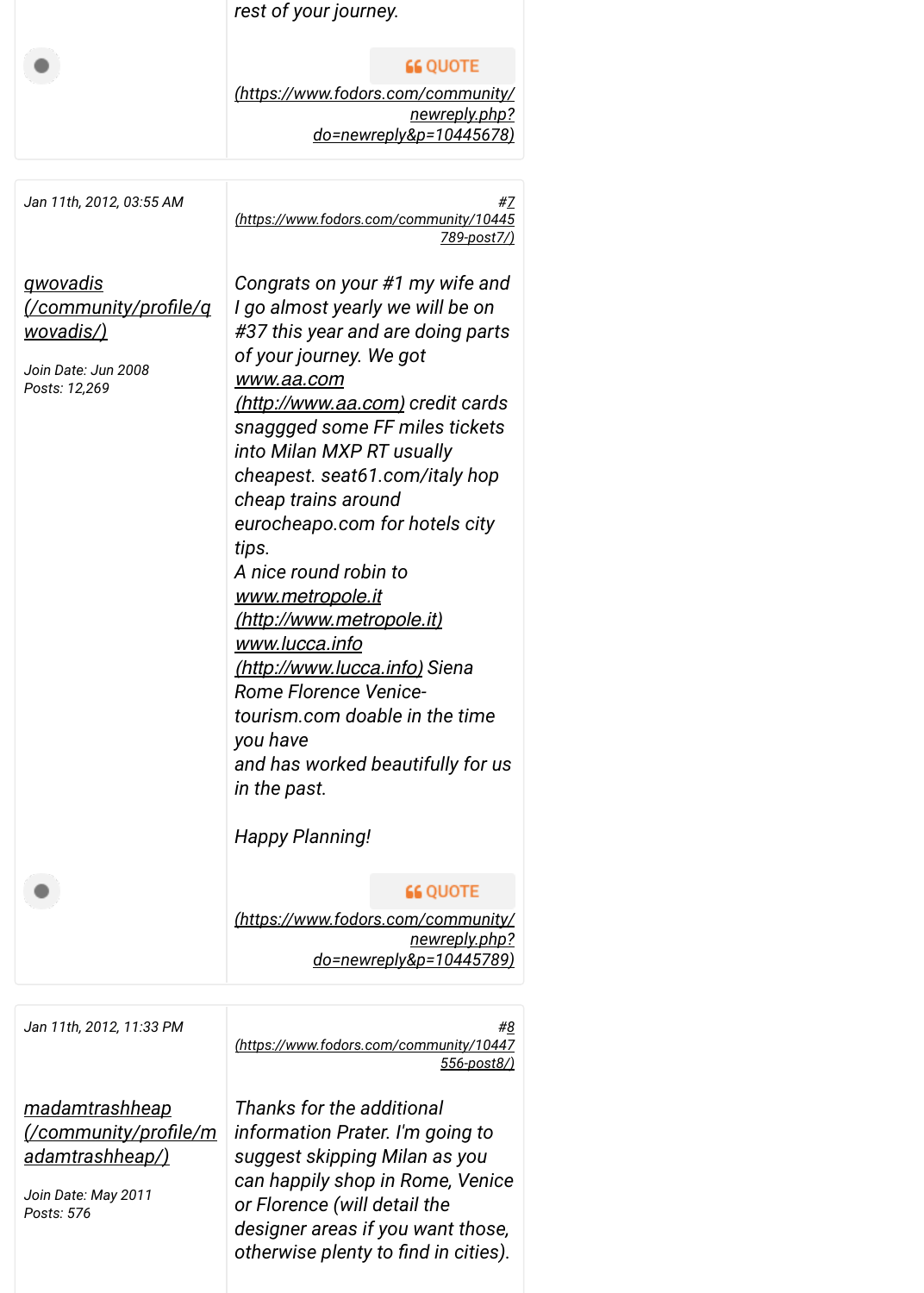*rest of your journey.*

QUOTE
(https://www.fodors.com/community/newreply.php?do=newreply&p=10445678)

---

*Jan 11th, 2012, 03:55 AM*

#7 (https://www.fodors.com/community/10445789-post7/)

qwovadis (/community/profile/qwovadis/)

Join Date: Jun 2008
Posts: 12,269

*Congrats on your #1 my wife and I go almost yearly we will be on #37 this year and are doing parts of your journey. We got www.aa.com (http://www.aa.com) credit cards snaggged some FF miles tickets into Milan MXP RT usually cheapest. seat61.com/italy hop cheap trains around eurocheapo.com for hotels city tips.*
*A nice round robin to www.metropole.it (http://www.metropole.it) www.lucca.info (http://www.lucca.info) Siena Rome Florence Venice-tourism.com doable in the time you have*
*and has worked beautifully for us in the past.*

*Happy Planning!*

QUOTE
(https://www.fodors.com/community/newreply.php?do=newreply&p=10445789)

---

*Jan 11th, 2012, 11:33 PM*

#8 (https://www.fodors.com/community/10447556-post8/)

madamtrashheap (/community/profile/madamtrashheap/)

Join Date: May 2011
Posts: 576

*Thanks for the additional information Prater. I'm going to suggest skipping Milan as you can happily shop in Rome, Venice or Florence (will detail the designer areas if you want those, otherwise plenty to find in cities).*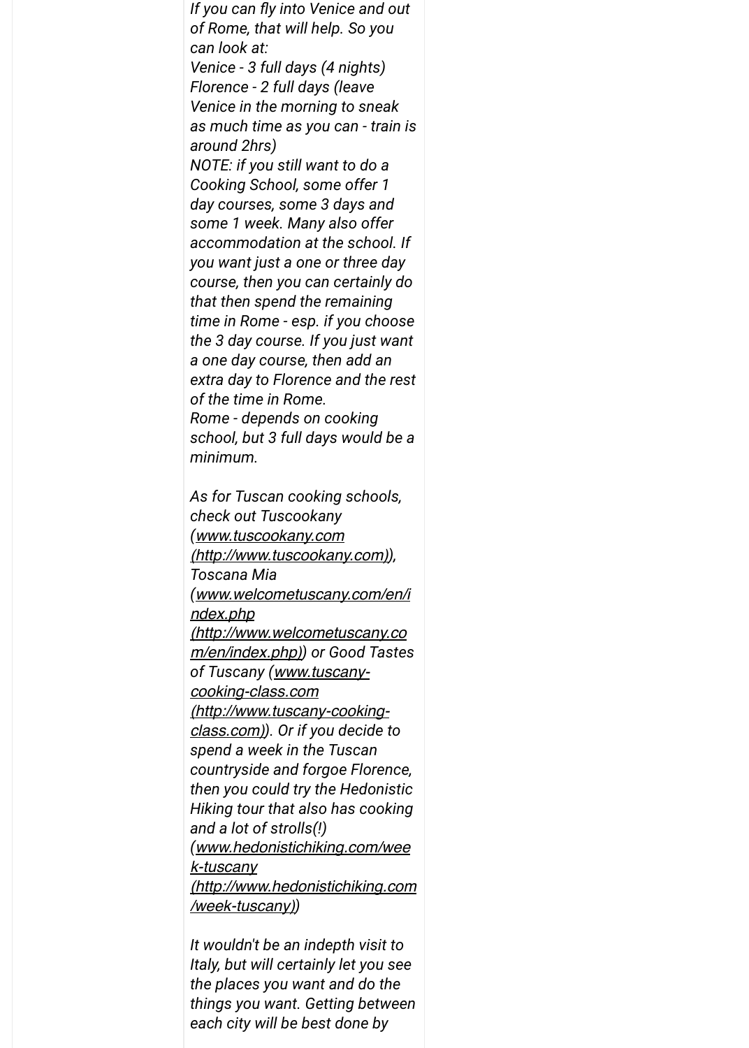*If you can fly into Venice and out of Rome, that will help. So you can look at:*
*Venice - 3 full days (4 nights)*
*Florence - 2 full days (leave Venice in the morning to sneak as much time as you can - train is around 2hrs)*
*NOTE: if you still want to do a Cooking School, some offer 1 day courses, some 3 days and some 1 week. Many also offer accommodation at the school. If you want just a one or three day course, then you can certainly do that then spend the remaining time in Rome - esp. if you choose the 3 day course. If you just want a one day course, then add an extra day to Florence and the rest of the time in Rome.*
*Rome - depends on cooking school, but 3 full days would be a minimum.*

*As for Tuscan cooking schools, check out Tuscookany ([www.tuscookany.com (http://www.tuscookany.com)](http://www.tuscookany.com)), Toscana Mia ([www.welcometuscany.com/en/index.php (http://www.welcometuscany.com/en/index.php)](http://www.welcometuscany.com/en/index.php)) or Good Tastes of Tuscany ([www.tuscany-cooking-class.com (http://www.tuscany-cooking-class.com)](http://www.tuscany-cooking-class.com)). Or if you decide to spend a week in the Tuscan countryside and forgoe Florence, then you could try the Hedonistic Hiking tour that also has cooking and a lot of strolls(!) ([www.hedonistichiking.com/week-tuscany (http://www.hedonistichiking.com/week-tuscany)](http://www.hedonistichiking.com/week-tuscany))*

*It wouldn't be an indepth visit to Italy, but will certainly let you see the places you want and do the things you want. Getting between each city will be best done by*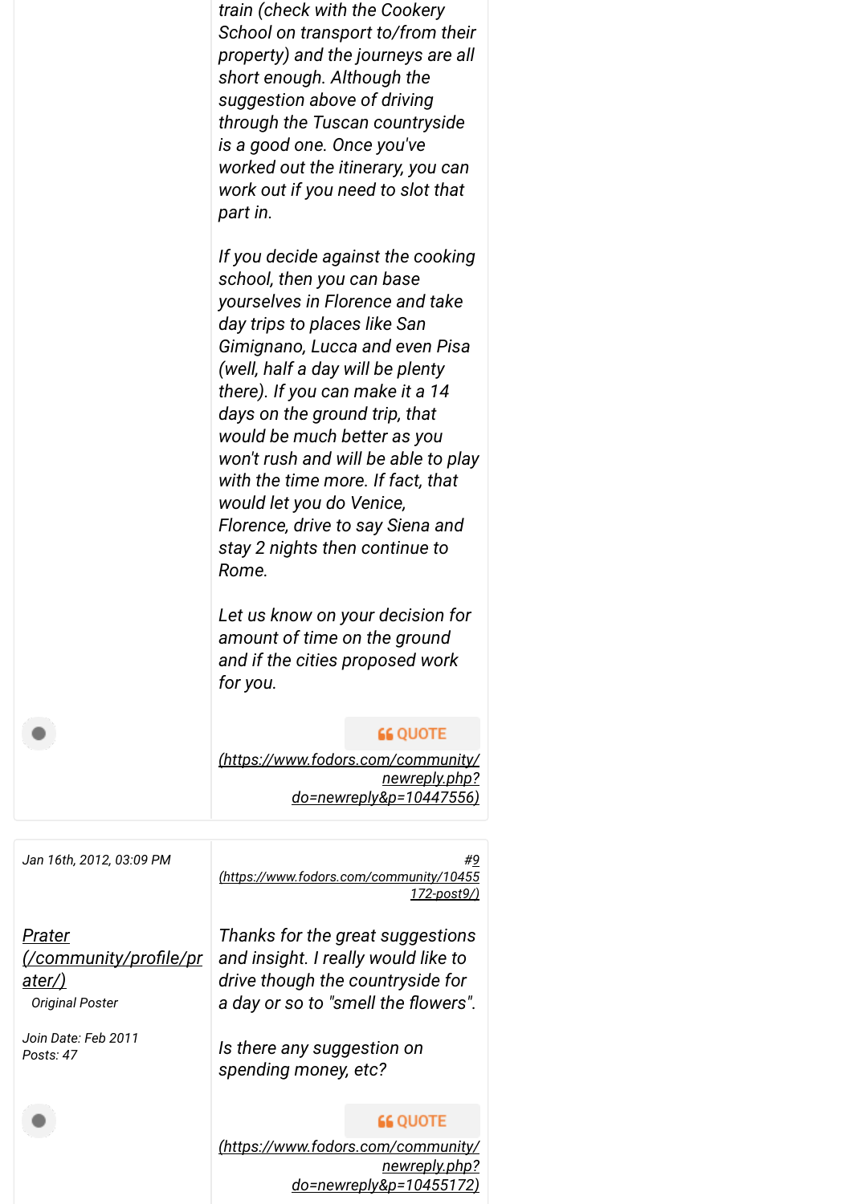*train (check with the Cookery School on transport to/from their property) and the journeys are all short enough. Although the suggestion above of driving through the Tuscan countryside is a good one. Once you've worked out the itinerary, you can work out if you need to slot that part in.*

*If you decide against the cooking school, then you can base yourselves in Florence and take day trips to places like San Gimignano, Lucca and even Pisa (well, half a day will be plenty there). If you can make it a 14 days on the ground trip, that would be much better as you won't rush and will be able to play with the time more. If fact, that would let you do Venice, Florence, drive to say Siena and stay 2 nights then continue to Rome.*

*Let us know on your decision for amount of time on the ground and if the cities proposed work for you.*

QUOTE
(https://www.fodors.com/community/newreply.php?do=newreply&p=10447556)

---

Jan 16th, 2012, 03:09 PM

#9 (https://www.fodors.com/community/10455172-post9/)

Prater (/community/profile/prater/)
Original Poster

Join Date: Feb 2011
Posts: 47

Thanks for the great suggestions and insight. I really would like to drive though the countryside for a day or so to "smell the flowers".

Is there any suggestion on spending money, etc?

QUOTE
(https://www.fodors.com/community/newreply.php?do=newreply&p=10455172)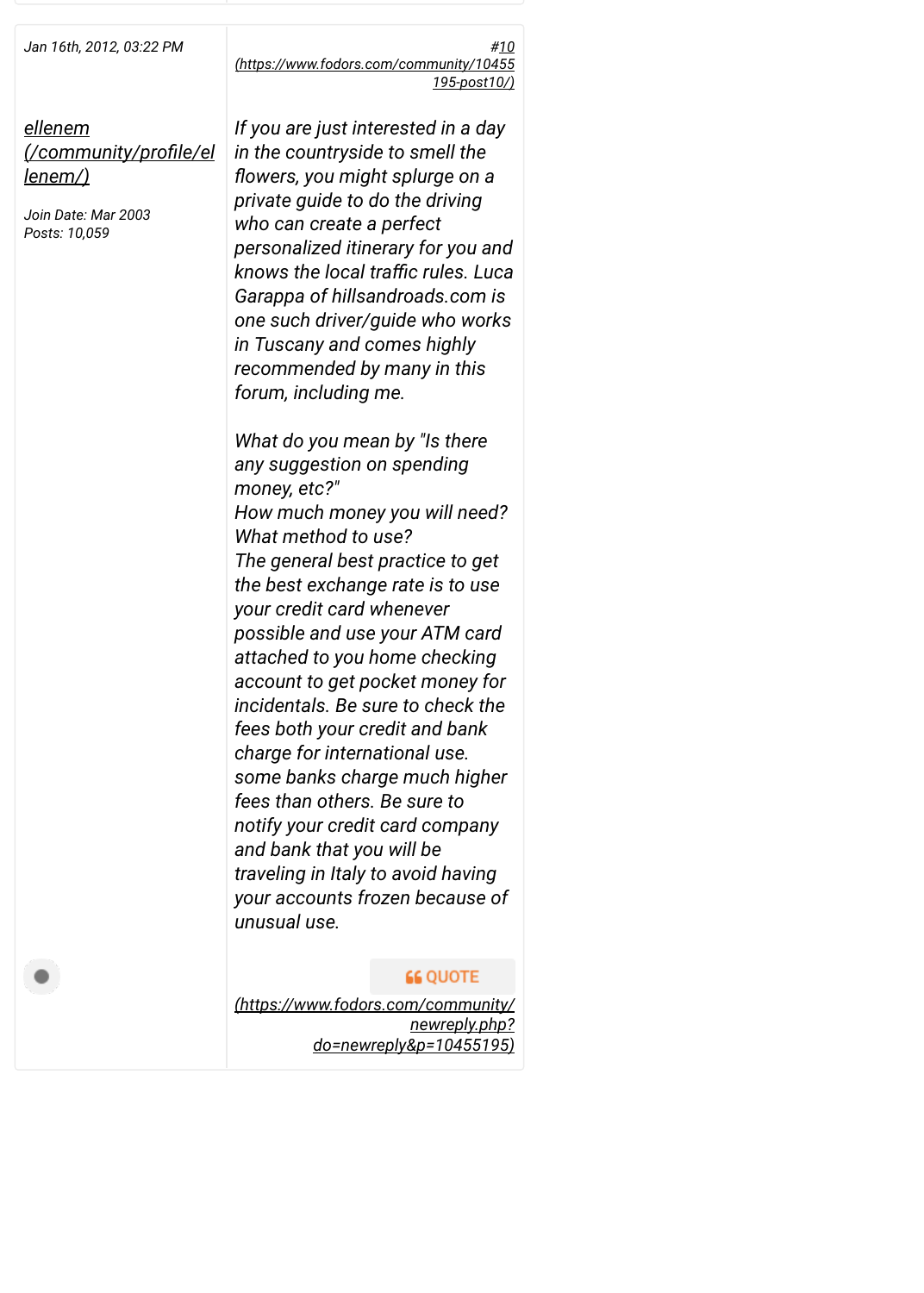Jan 16th, 2012, 03:22 PM

#10 (https://www.fodors.com/community/10455195-post10/)

ellenem (/community/profile/ellenem/)

Join Date: Mar 2003
Posts: 10,059

*If you are just interested in a day in the countryside to smell the flowers, you might splurge on a private guide to do the driving who can create a perfect personalized itinerary for you and knows the local traffic rules. Luca Garappa of hillsandroads.com is one such driver/guide who works in Tuscany and comes highly recommended by many in this forum, including me.*

*What do you mean by "Is there any suggestion on spending money, etc?"*
*How much money you will need?*
*What method to use?*
*The general best practice to get the best exchange rate is to use your credit card whenever possible and use your ATM card attached to you home checking account to get pocket money for incidentals. Be sure to check the fees both your credit and bank charge for international use. some banks charge much higher fees than others. Be sure to notify your credit card company and bank that you will be traveling in Italy to avoid having your accounts frozen because of unusual use.*

QUOTE (https://www.fodors.com/community/newreply.php?do=newreply&p=10455195)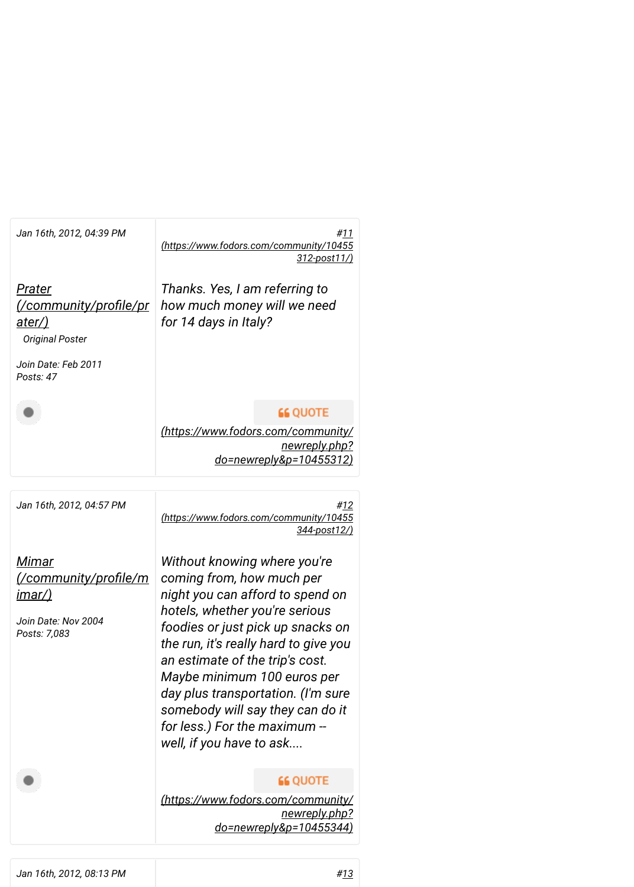Jan 16th, 2012, 04:39 PM

#11 (https://www.fodors.com/community/10455312-post11/)

[Prater (/community/profile/prater/)](/community/profile/prater/)

Original Poster

Join Date: Feb 2011
Posts: 47

Thanks. Yes, I am referring to how much money will we need for 14 days in Italy?

QUOTE (https://www.fodors.com/community/newreply.php?do=newreply&p=10455312)

---

Jan 16th, 2012, 04:57 PM

#12 (https://www.fodors.com/community/10455344-post12/)

[Mimar (/community/profile/mimar/)](/community/profile/mimar/)

Join Date: Nov 2004
Posts: 7,083

Without knowing where you're coming from, how much per night you can afford to spend on hotels, whether you're serious foodies or just pick up snacks on the run, it's really hard to give you an estimate of the trip's cost. Maybe minimum 100 euros per day plus transportation. (I'm sure somebody will say they can do it for less.) For the maximum -- well, if you have to ask....

QUOTE (https://www.fodors.com/community/newreply.php?do=newreply&p=10455344)

---

Jan 16th, 2012, 08:13 PM

#13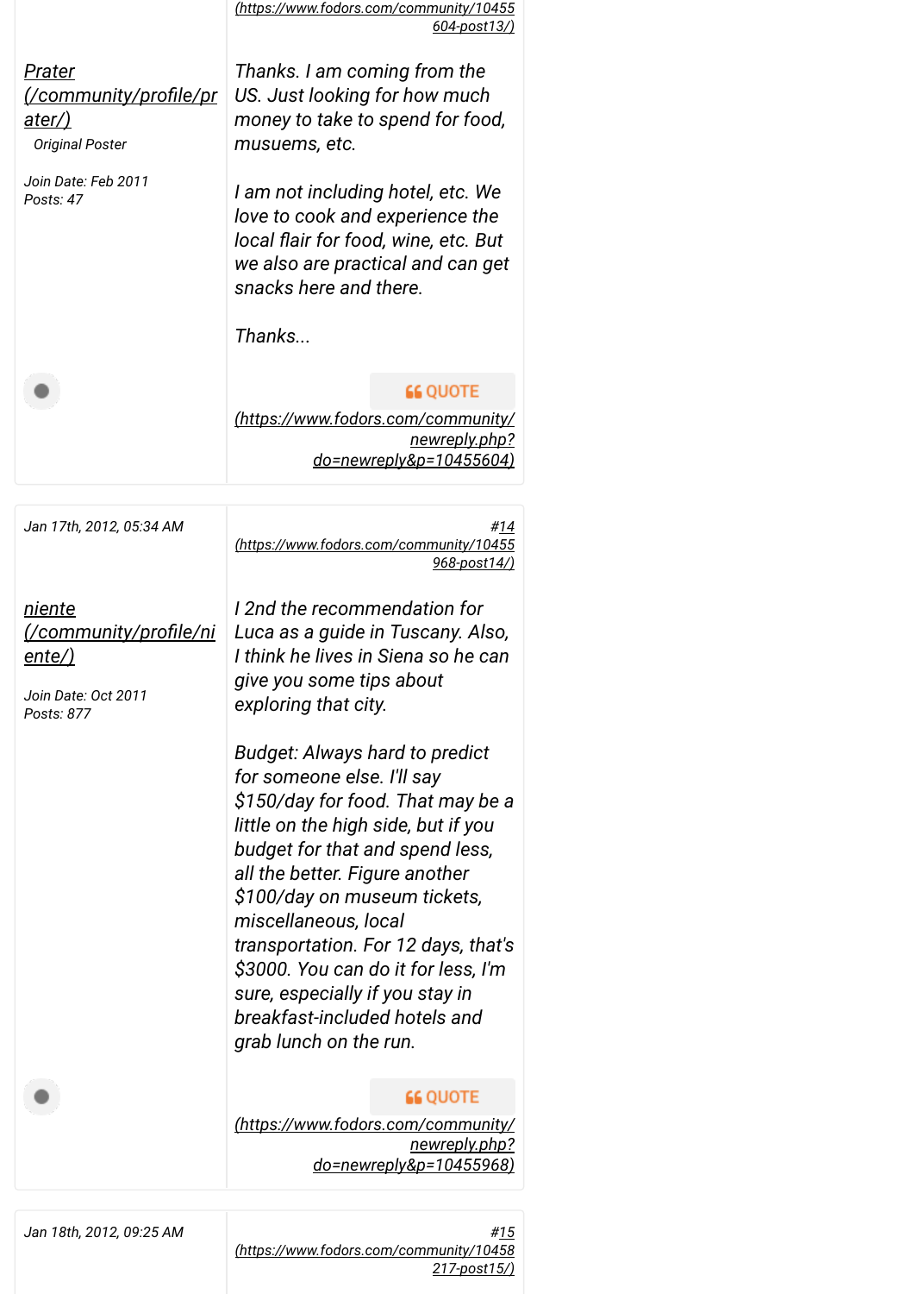(https://www.fodors.com/community/10455604-post13/)

[Prater (/community/profile/prater/)](/community/profile/prater/)

Original Poster

Join Date: Feb 2011
Posts: 47

*Thanks. I am coming from the US. Just looking for how much money to take to spend for food, musuems, etc.*

*I am not including hotel, etc. We love to cook and experience the local flair for food, wine, etc. But we also are practical and can get snacks here and there.*

*Thanks...*

QUOTE (https://www.fodors.com/community/newreply.php?do=newreply&p=10455604)

---

Jan 17th, 2012, 05:34 AM

#14 (https://www.fodors.com/community/10455968-post14/)

[niente (/community/profile/niente/)](/community/profile/niente/)

Join Date: Oct 2011
Posts: 877

*I 2nd the recommendation for Luca as a guide in Tuscany. Also, I think he lives in Siena so he can give you some tips about exploring that city.*

*Budget: Always hard to predict for someone else. I'll say $150/day for food. That may be a little on the high side, but if you budget for that and spend less, all the better. Figure another $100/day on museum tickets, miscellaneous, local transportation. For 12 days, that's $3000. You can do it for less, I'm sure, especially if you stay in breakfast-included hotels and grab lunch on the run.*

QUOTE (https://www.fodors.com/community/newreply.php?do=newreply&p=10455968)

---

Jan 18th, 2012, 09:25 AM

#15 (https://www.fodors.com/community/10458217-post15/)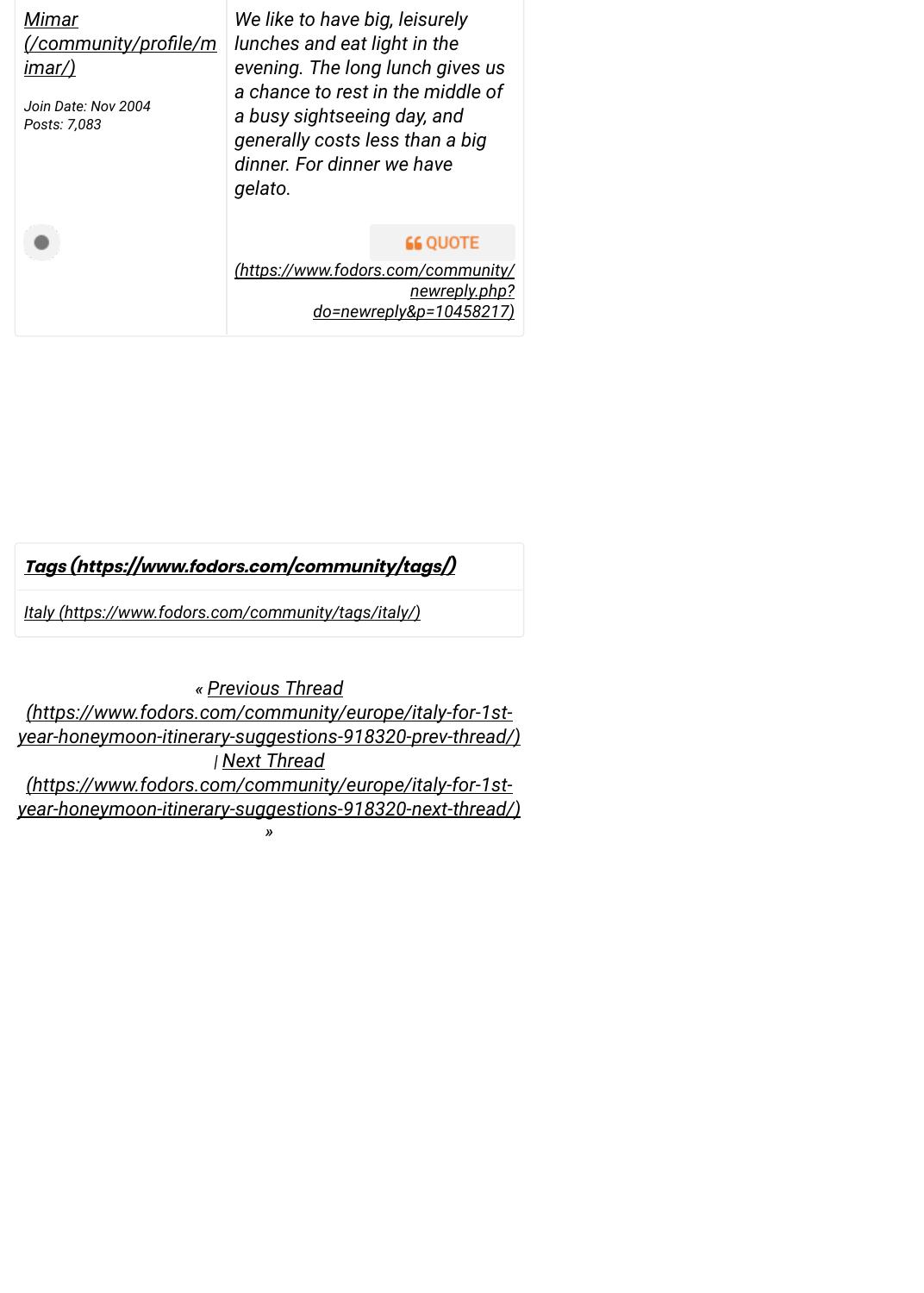[Mimar (/community/profile/mimar/)](/community/profile/mimar/)

Join Date: Nov 2004
Posts: 7,083

*We like to have big, leisurely lunches and eat light in the evening. The long lunch gives us a chance to rest in the middle of a busy sightseeing day, and generally costs less than a big dinner. For dinner we have gelato.*

[QUOTE (https://www.fodors.com/community/newreply.php?do=newreply&p=10458217)](https://www.fodors.com/community/newreply.php?do=newreply&p=10458217)

**[Tags (https://www.fodors.com/community/tags/)](https://www.fodors.com/community/tags/)**

[Italy (https://www.fodors.com/community/tags/italy/)](https://www.fodors.com/community/tags/italy/)

« [Previous Thread (https://www.fodors.com/community/europe/italy-for-1st-year-honeymoon-itinerary-suggestions-918320-prev-thread/)](https://www.fodors.com/community/europe/italy-for-1st-year-honeymoon-itinerary-suggestions-918320-prev-thread/) | [Next Thread (https://www.fodors.com/community/europe/italy-for-1st-year-honeymoon-itinerary-suggestions-918320-next-thread/)](https://www.fodors.com/community/europe/italy-for-1st-year-honeymoon-itinerary-suggestions-918320-next-thread/) »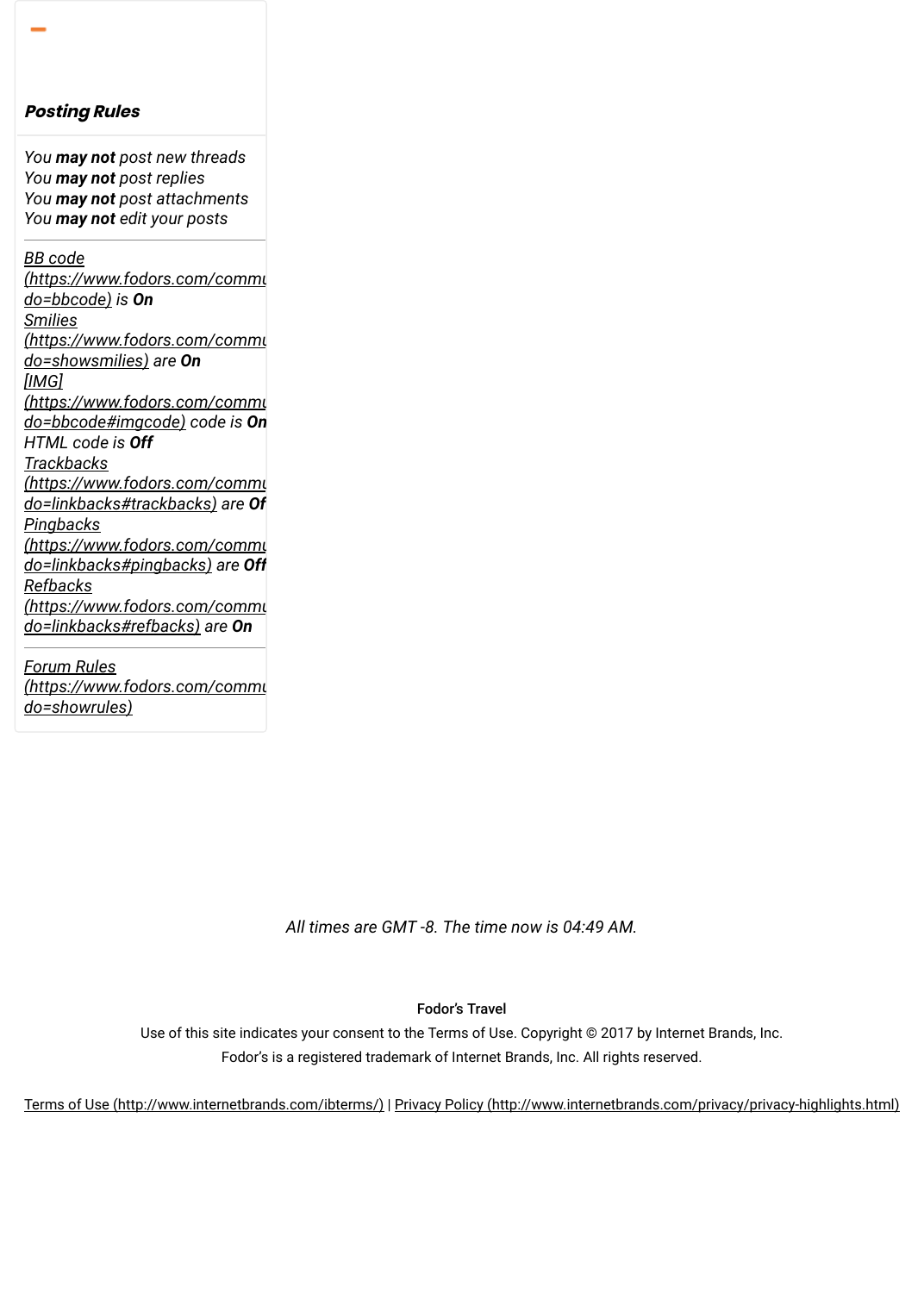### *Posting Rules*

*You **may not** post new threads*
*You **may not** post replies*
*You **may not** post attachments*
*You **may not** edit your posts*

---

*BB code (https://www.fodors.com/commu do=bbcode) is **On***
*Smilies (https://www.fodors.com/commu do=showsmilies) are **On***
*[IMG] (https://www.fodors.com/commu do=bbcode#imgcode) code is **On***
*HTML code is **Off***
*Trackbacks (https://www.fodors.com/commu do=linkbacks#trackbacks) are **Of***
*Pingbacks (https://www.fodors.com/commu do=linkbacks#pingbacks) are **Off***
*Refbacks (https://www.fodors.com/commu do=linkbacks#refbacks) are **On***

---

*Forum Rules (https://www.fodors.com/commu do=showrules)*

*All times are GMT -8. The time now is 04:49 AM.*

Fodor's Travel

Use of this site indicates your consent to the Terms of Use. Copyright © 2017 by Internet Brands, Inc.
Fodor's is a registered trademark of Internet Brands, Inc. All rights reserved.

Terms of Use (http://www.internetbrands.com/ibterms/) | Privacy Policy (http://www.internetbrands.com/privacy/privacy-highlights.html)